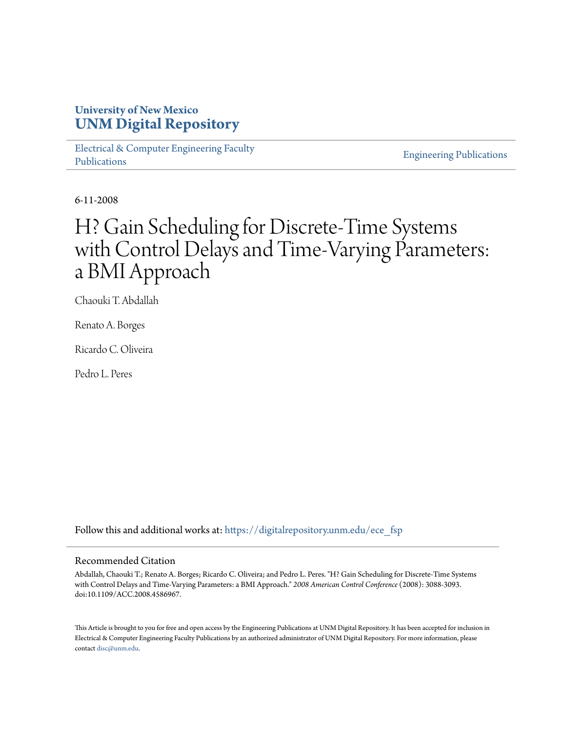University of New Mexico
**UNM Digital Repository**

Electrical & Computer Engineering Faculty Publications

Engineering Publications

6-11-2008

# H? Gain Scheduling for Discrete-Time Systems with Control Delays and Time-Varying Parameters: a BMI Approach

Chaouki T. Abdallah

Renato A. Borges

Ricardo C. Oliveira

Pedro L. Peres

Follow this and additional works at: https://digitalrepository.unm.edu/ece_fsp

## Recommended Citation

Abdallah, Chaouki T.; Renato A. Borges; Ricardo C. Oliveira; and Pedro L. Peres. "H? Gain Scheduling for Discrete-Time Systems with Control Delays and Time-Varying Parameters: a BMI Approach." *2008 American Control Conference* (2008): 3088-3093. doi:10.1109/ACC.2008.4586967.

This Article is brought to you for free and open access by the Engineering Publications at UNM Digital Repository. It has been accepted for inclusion in Electrical & Computer Engineering Faculty Publications by an authorized administrator of UNM Digital Repository. For more information, please contact disc@unm.edu.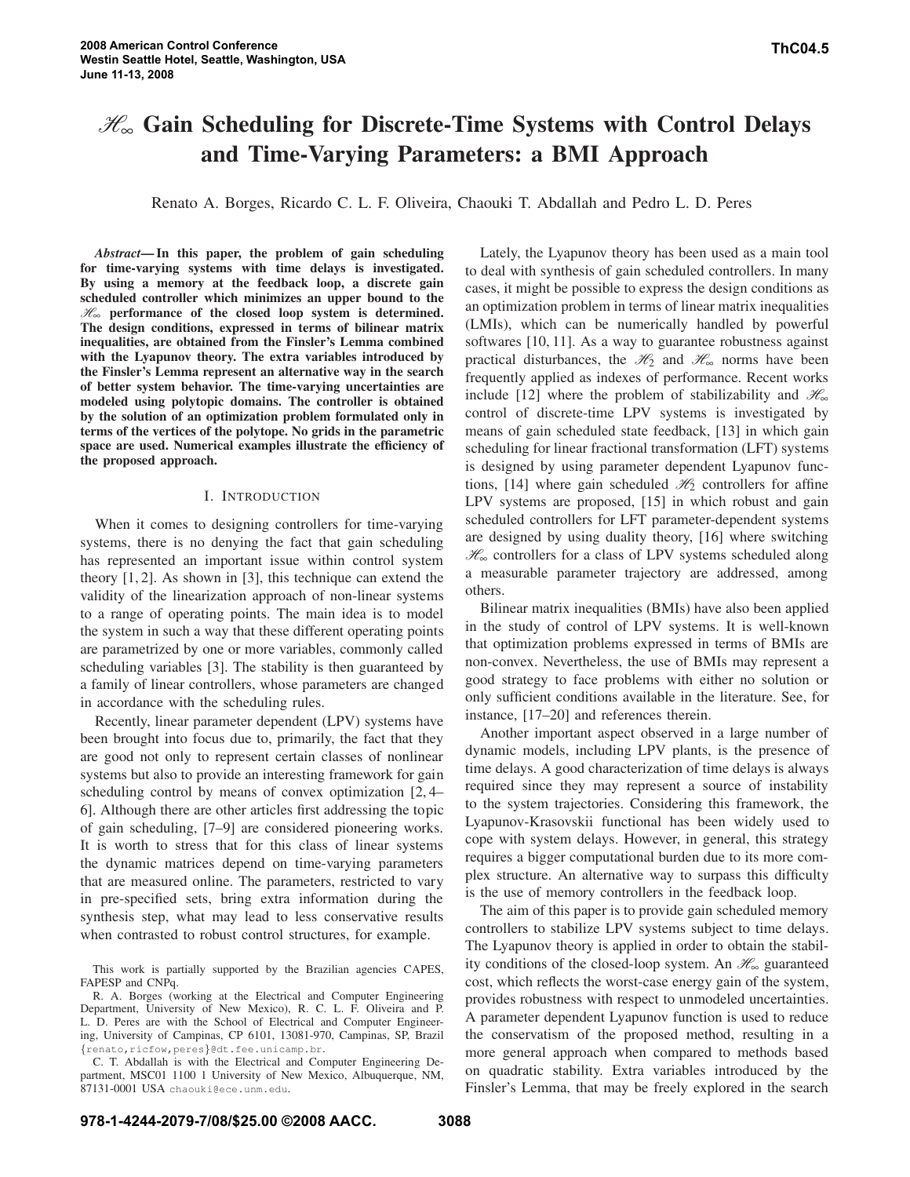# $\mathscr{H}_\infty$ Gain Scheduling for Discrete-Time Systems with Control Delays and Time-Varying Parameters: a BMI Approach

Renato A. Borges, Ricardo C. L. F. Oliveira, Chaouki T. Abdallah and Pedro L. D. Peres

***Abstract*— In this paper, the problem of gain scheduling for time-varying systems with time delays is investigated. By using a memory at the feedback loop, a discrete gain scheduled controller which minimizes an upper bound to the $\mathscr{H}_\infty$ performance of the closed loop system is determined. The design conditions, expressed in terms of bilinear matrix inequalities, are obtained from the Finsler's Lemma combined with the Lyapunov theory. The extra variables introduced by the Finsler's Lemma represent an alternative way in the search of better system behavior. The time-varying uncertainties are modeled using polytopic domains. The controller is obtained by the solution of an optimization problem formulated only in terms of the vertices of the polytope. No grids in the parametric space are used. Numerical examples illustrate the efficiency of the proposed approach.**

## I. Introduction

When it comes to designing controllers for time-varying systems, there is no denying the fact that gain scheduling has represented an important issue within control system theory [1, 2]. As shown in [3], this technique can extend the validity of the linearization approach of non-linear systems to a range of operating points. The main idea is to model the system in such a way that these different operating points are parametrized by one or more variables, commonly called scheduling variables [3]. The stability is then guaranteed by a family of linear controllers, whose parameters are changed in accordance with the scheduling rules.

Recently, linear parameter dependent (LPV) systems have been brought into focus due to, primarily, the fact that they are good not only to represent certain classes of nonlinear systems but also to provide an interesting framework for gain scheduling control by means of convex optimization [2, 4–6]. Although there are other articles first addressing the topic of gain scheduling, [7–9] are considered pioneering works. It is worth to stress that for this class of linear systems the dynamic matrices depend on time-varying parameters that are measured online. The parameters, restricted to vary in pre-specified sets, bring extra information during the synthesis step, what may lead to less conservative results when contrasted to robust control structures, for example.

Lately, the Lyapunov theory has been used as a main tool to deal with synthesis of gain scheduled controllers. In many cases, it might be possible to express the design conditions as an optimization problem in terms of linear matrix inequalities (LMIs), which can be numerically handled by powerful softwares [10, 11]. As a way to guarantee robustness against practical disturbances, the $\mathscr{H}_2$ and $\mathscr{H}_\infty$ norms have been frequently applied as indexes of performance. Recent works include [12] where the problem of stabilizability and $\mathscr{H}_\infty$ control of discrete-time LPV systems is investigated by means of gain scheduled state feedback, [13] in which gain scheduling for linear fractional transformation (LFT) systems is designed by using parameter dependent Lyapunov functions, [14] where gain scheduled $\mathscr{H}_2$ controllers for affine LPV systems are proposed, [15] in which robust and gain scheduled controllers for LFT parameter-dependent systems are designed by using duality theory, [16] where switching $\mathscr{H}_\infty$ controllers for a class of LPV systems scheduled along a measurable parameter trajectory are addressed, among others.

Bilinear matrix inequalities (BMIs) have also been applied in the study of control of LPV systems. It is well-known that optimization problems expressed in terms of BMIs are non-convex. Nevertheless, the use of BMIs may represent a good strategy to face problems with either no solution or only sufficient conditions available in the literature. See, for instance, [17–20] and references therein.

Another important aspect observed in a large number of dynamic models, including LPV plants, is the presence of time delays. A good characterization of time delays is always required since they may represent a source of instability to the system trajectories. Considering this framework, the Lyapunov-Krasovskii functional has been widely used to cope with system delays. However, in general, this strategy requires a bigger computational burden due to its more complex structure. An alternative way to surpass this difficulty is the use of memory controllers in the feedback loop.

The aim of this paper is to provide gain scheduled memory controllers to stabilize LPV systems subject to time delays. The Lyapunov theory is applied in order to obtain the stability conditions of the closed-loop system. An $\mathscr{H}_\infty$ guaranteed cost, which reflects the worst-case energy gain of the system, provides robustness with respect to unmodeled uncertainties. A parameter dependent Lyapunov function is used to reduce the conservatism of the proposed method, resulting in a more general approach when compared to methods based on quadratic stability. Extra variables introduced by the Finsler's Lemma, that may be freely explored in the search

This work is partially supported by the Brazilian agencies CAPES, FAPESP and CNPq.

R. A. Borges (working at the Electrical and Computer Engineering Department, University of New Mexico), R. C. L. F. Oliveira and P. L. D. Peres are with the School of Electrical and Computer Engineering, University of Campinas, CP 6101, 13081-970, Campinas, SP, Brazil {renato,ricfow,peres}@dt.fee.unicamp.br.

C. T. Abdallah is with the Electrical and Computer Engineering Department, MSC01 1100 1 University of New Mexico, Albuquerque, NM, 87131-0001 USA chaouki@ece.unm.edu.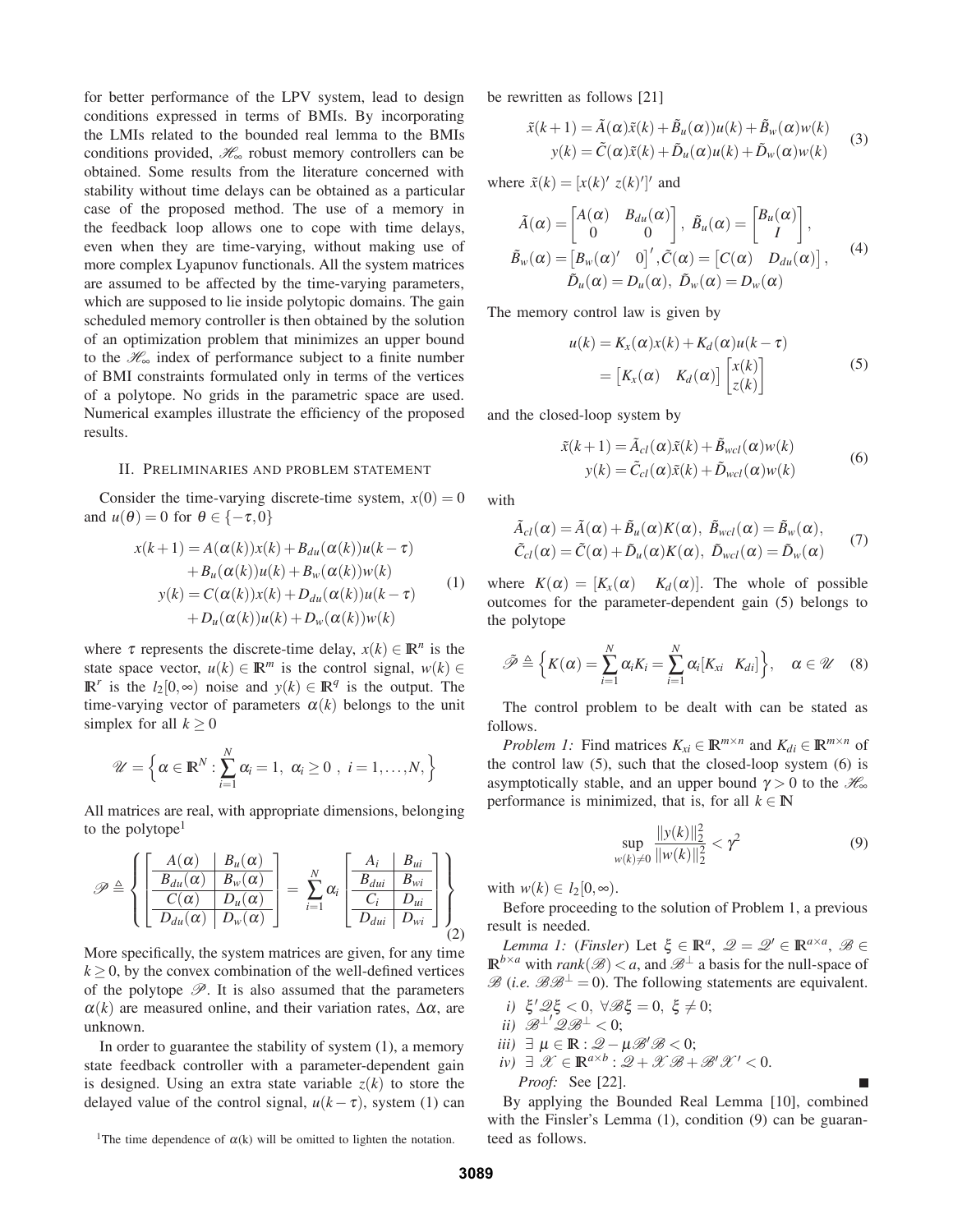for better performance of the LPV system, lead to design conditions expressed in terms of BMIs. By incorporating the LMIs related to the bounded real lemma to the BMIs conditions provided, $\mathscr{H}_\infty$ robust memory controllers can be obtained. Some results from the literature concerned with stability without time delays can be obtained as a particular case of the proposed method. The use of a memory in the feedback loop allows one to cope with time delays, even when they are time-varying, without making use of more complex Lyapunov functionals. All the system matrices are assumed to be affected by the time-varying parameters, which are supposed to lie inside polytopic domains. The gain scheduled memory controller is then obtained by the solution of an optimization problem that minimizes an upper bound to the $\mathscr{H}_\infty$ index of performance subject to a finite number of BMI constraints formulated only in terms of the vertices of a polytope. No grids in the parametric space are used. Numerical examples illustrate the efficiency of the proposed results.

## II. Preliminaries and problem statement

Consider the time-varying discrete-time system, $x(0) = 0$ and $u(\theta) = 0$ for $\theta \in \{-\tau, 0\}$

$$
\begin{aligned}
x(k+1) &= A(\alpha(k))x(k) + B_{du}(\alpha(k))u(k-\tau) \\
&\quad + B_u(\alpha(k))u(k) + B_w(\alpha(k))w(k) \\
y(k) &= C(\alpha(k))x(k) + D_{du}(\alpha(k))u(k-\tau) \\
&\quad + D_u(\alpha(k))u(k) + D_w(\alpha(k))w(k)
\end{aligned} \tag{1}
$$

where $\tau$ represents the discrete-time delay, $x(k) \in \mathbb{R}^n$ is the state space vector, $u(k) \in \mathbb{R}^m$ is the control signal, $w(k) \in \mathbb{R}^r$ is the $l_2[0,\infty)$ noise and $y(k) \in \mathbb{R}^q$ is the output. The time-varying vector of parameters $\alpha(k)$ belongs to the unit simplex for all $k \geq 0$

$$
\mathscr{U} = \Big\{ \alpha \in \mathbb{R}^N : \sum_{i=1}^{N} \alpha_i = 1,\ \alpha_i \geq 0\ ,\ i = 1, \ldots, N, \Big\}
$$

All matrices are real, with appropriate dimensions, belonging to the polytope[1]

$$
\mathscr{P} \triangleq \left\{ \left[ \begin{array}{c|c} A(\alpha) & B_u(\alpha) \\ \hline B_{du}(\alpha) & B_w(\alpha) \\ \hline C(\alpha) & D_u(\alpha) \\ \hline D_{du}(\alpha) & D_w(\alpha) \end{array} \right] = \sum_{i=1}^{N} \alpha_i \left[ \begin{array}{c|c} A_i & B_{ui} \\ \hline B_{dui} & B_{wi} \\ \hline C_i & D_{ui} \\ \hline D_{dui} & D_{wi} \end{array} \right] \right\} \tag{2}
$$

More specifically, the system matrices are given, for any time $k \geq 0$, by the convex combination of the well-defined vertices of the polytope $\mathscr{P}$. It is also assumed that the parameters $\alpha(k)$ are measured online, and their variation rates, $\Delta\alpha$, are unknown.

In order to guarantee the stability of system (1), a memory state feedback controller with a parameter-dependent gain is designed. Using an extra state variable $z(k)$ to store the delayed value of the control signal, $u(k-\tau)$, system (1) can be rewritten as follows [21]

$$
\begin{aligned}
\tilde{x}(k+1) &= \tilde{A}(\alpha)\tilde{x}(k) + \tilde{B}_u(\alpha))u(k) + \tilde{B}_w(\alpha)w(k) \\
y(k) &= \tilde{C}(\alpha)\tilde{x}(k) + \tilde{D}_u(\alpha)u(k) + \tilde{D}_w(\alpha)w(k)
\end{aligned} \tag{3}
$$

where $\tilde{x}(k) = [x(k)'\ z(k)']'$ and

$$
\begin{gathered}
\tilde{A}(\alpha) = \begin{bmatrix} A(\alpha) & B_{du}(\alpha) \\ 0 & 0 \end{bmatrix},\ \tilde{B}_u(\alpha) = \begin{bmatrix} B_u(\alpha) \\ I \end{bmatrix}, \\
\tilde{B}_w(\alpha) = \begin{bmatrix} B_w(\alpha)' & 0 \end{bmatrix}', \tilde{C}(\alpha) = \begin{bmatrix} C(\alpha) & D_{du}(\alpha) \end{bmatrix}, \\
\tilde{D}_u(\alpha) = D_u(\alpha),\ \tilde{D}_w(\alpha) = D_w(\alpha)
\end{gathered} \tag{4}
$$

The memory control law is given by

$$
\begin{aligned}
u(k) &= K_x(\alpha)x(k) + K_d(\alpha)u(k-\tau) \\
&= \begin{bmatrix} K_x(\alpha) & K_d(\alpha) \end{bmatrix} \begin{bmatrix} x(k) \\ z(k) \end{bmatrix}
\end{aligned} \tag{5}
$$

and the closed-loop system by

$$
\begin{aligned}
\tilde{x}(k+1) &= \tilde{A}_{cl}(\alpha)\tilde{x}(k) + \tilde{B}_{wcl}(\alpha)w(k) \\
y(k) &= \tilde{C}_{cl}(\alpha)\tilde{x}(k) + \tilde{D}_{wcl}(\alpha)w(k)
\end{aligned} \tag{6}
$$

with

$$
\begin{aligned}
\tilde{A}_{cl}(\alpha) &= \tilde{A}(\alpha) + \tilde{B}_u(\alpha)K(\alpha),\ \tilde{B}_{wcl}(\alpha) = \tilde{B}_w(\alpha), \\
\tilde{C}_{cl}(\alpha) &= \tilde{C}(\alpha) + \tilde{D}_u(\alpha)K(\alpha),\ \tilde{D}_{wcl}(\alpha) = \tilde{D}_w(\alpha)
\end{aligned} \tag{7}
$$

where $K(\alpha) = [K_x(\alpha) \quad K_d(\alpha)]$. The whole of possible outcomes for the parameter-dependent gain (5) belongs to the polytope

$$
\tilde{\mathscr{P}} \triangleq \Big\{ K(\alpha) = \sum_{i=1}^{N} \alpha_i K_i = \sum_{i=1}^{N} \alpha_i [K_{xi} \quad K_{di}] \Big\}, \quad \alpha \in \mathscr{U} \tag{8}
$$

The control problem to be dealt with can be stated as follows.

*Problem 1:* Find matrices $K_{xi} \in \mathbb{R}^{m \times n}$ and $K_{di} \in \mathbb{R}^{m \times n}$ of the control law (5), such that the closed-loop system (6) is asymptotically stable, and an upper bound $\gamma > 0$ to the $\mathscr{H}_\infty$ performance is minimized, that is, for all $k \in \mathbb{N}$

$$
\sup_{w(k) \neq 0} \frac{\|y(k)\|_2^2}{\|w(k)\|_2^2} < \gamma^2 \tag{9}
$$

with $w(k) \in l_2[0,\infty)$.

Before proceeding to the solution of Problem 1, a previous result is needed.

*Lemma 1:* (*Finsler*) Let $\xi \in \mathbb{R}^a$, $\mathscr{Q} = \mathscr{Q}' \in \mathbb{R}^{a \times a}$, $\mathscr{B} \in \mathbb{R}^{b \times a}$ with $rank(\mathscr{B}) < a$, and $\mathscr{B}^\perp$ a basis for the null-space of $\mathscr{B}$ (*i.e.* $\mathscr{B}\mathscr{B}^\perp = 0$). The following statements are equivalent.

*i)* $\xi'\mathscr{Q}\xi < 0,\ \forall \mathscr{B}\xi = 0,\ \xi \neq 0$;

*ii)* $\mathscr{B}^{\perp\prime}\mathscr{Q}\mathscr{B}^\perp < 0$;

*iii)* $\exists\ \mu \in \mathbb{R} : \mathscr{Q} - \mu\mathscr{B}'\mathscr{B} < 0$;

*iv)* $\exists\ \mathscr{X} \in \mathbb{R}^{a \times b} : \mathscr{Q} + \mathscr{X}\mathscr{B} + \mathscr{B}'\mathscr{X}' < 0$.

*Proof:* See [22]. ∎

By applying the Bounded Real Lemma [10], combined with the Finsler's Lemma (1), condition (9) can be guaranteed as follows.

[1] The time dependence of $\alpha$(k) will be omitted to lighten the notation.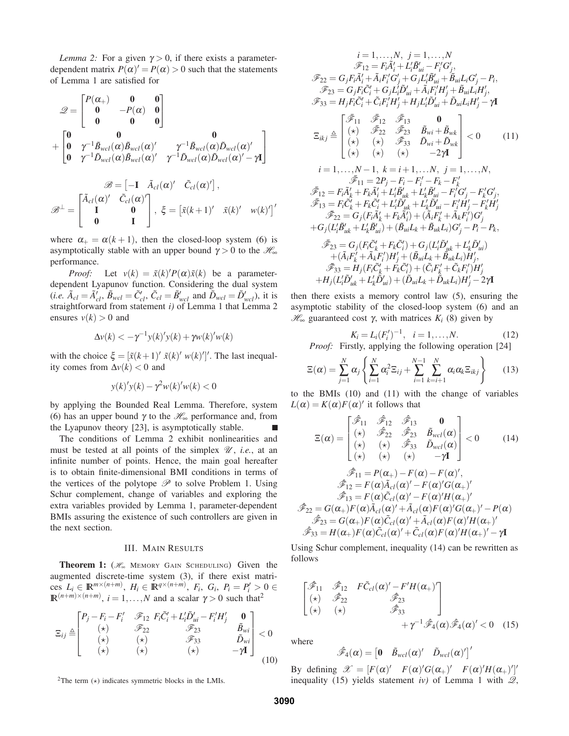*Lemma 2:* For a given $\gamma > 0$, if there exists a parameter-dependent matrix $P(\alpha)' = P(\alpha) > 0$ such that the statements of Lemma 1 are satisfied for

$$
\mathscr{Q} = \begin{bmatrix} P(\alpha_+) & \mathbf{0} & \mathbf{0} \\ \mathbf{0} & -P(\alpha) & \mathbf{0} \\ \mathbf{0} & \mathbf{0} & \mathbf{0} \end{bmatrix} + \begin{bmatrix} \mathbf{0} & \mathbf{0} & \mathbf{0} \\ \mathbf{0} & \gamma^{-1}\tilde{B}_{wcl}(\alpha)\tilde{B}_{wcl}(\alpha)' & \gamma^{-1}\tilde{B}_{wcl}(\alpha)\tilde{D}_{wcl}(\alpha)' \\ \mathbf{0} & \gamma^{-1}\tilde{D}_{wcl}(\alpha)\tilde{B}_{wcl}(\alpha)' & \gamma^{-1}\tilde{D}_{wcl}(\alpha)\tilde{D}_{wcl}(\alpha)' - \gamma\mathbf{I} \end{bmatrix}
$$

$$
\mathscr{B} = \begin{bmatrix} -\mathbf{I} & \tilde{A}_{cl}(\alpha)' & \tilde{C}_{cl}(\alpha)' \end{bmatrix},
$$

$$
\mathscr{B}^{\perp} = \begin{bmatrix} \tilde{A}_{cl}(\alpha)' & \tilde{C}_{cl}(\alpha)' \\ \mathbf{I} & \mathbf{0} \\ \mathbf{0} & \mathbf{I} \end{bmatrix}, \ \xi = \begin{bmatrix} \tilde{x}(k+1)' & \tilde{x}(k)' & w(k)' \end{bmatrix}'
$$

where $\alpha_+ = \alpha(k+1)$, then the closed-loop system (6) is asymptotically stable with an upper bound $\gamma > 0$ to the $\mathscr{H}_\infty$ performance.

*Proof:* Let $v(k) = \tilde{x}(k)'P(\alpha)\tilde{x}(k)$ be a parameter-dependent Lyapunov function. Considering the dual system (*i.e.* $\tilde{A}_{cl} = \tilde{A}_{cl}'$, $\tilde{B}_{wcl} = \tilde{C}_{cl}'$, $\tilde{C}_{cl} = \tilde{B}_{wcl}'$ and $\tilde{D}_{wcl} = \tilde{D}_{wcl}'$), it is straightforward from statement *i)* of Lemma 1 that Lemma 2 ensures $v(k) > 0$ and

$$
\Delta v(k) < -\gamma^{-1}y(k)'y(k) + \gamma w(k)'w(k)
$$

with the choice $\xi = [\tilde{x}(k+1)' \ \tilde{x}(k)' \ w(k)']'$. The last inequality comes from $\Delta v(k) < 0$ and

$$
y(k)'y(k) - \gamma^2 w(k)'w(k) < 0
$$

by applying the Bounded Real Lemma. Therefore, system (6) has an upper bound $\gamma$ to the $\mathscr{H}_\infty$ performance and, from the Lyapunov theory [23], is asymptotically stable. ■

The conditions of Lemma 2 exhibit nonlinearities and must be tested at all points of the simplex $\mathscr{U}$, *i.e.*, at an infinite number of points. Hence, the main goal hereafter is to obtain finite-dimensional BMI conditions in terms of the vertices of the polytope $\mathscr{P}$ to solve Problem 1. Using Schur complement, change of variables and exploring the extra variables provided by Lemma 1, parameter-dependent BMIs assuring the existence of such controllers are given in the next section.

## III. Main Results

**Theorem 1:** ($\mathscr{H}_\infty$ Memory Gain Scheduling) Given the augmented discrete-time system (3), if there exist matrices $L_i \in \mathbb{R}^{m\times(n+m)}$, $H_i \in \mathbb{R}^{q\times(n+m)}$, $F_i$, $G_i$, $P_i = P_i' > 0 \in \mathbb{R}^{(n+m)\times(n+m)}$, $i = 1,\ldots,N$ and a scalar $\gamma > 0$ such that[2]

$$
\Xi_{ij} \triangleq \begin{bmatrix} P_j - F_i - F_i' & \mathscr{F}_{12} & F_i\tilde{C}_i' + L_i'\tilde{D}_{ui}' - F_i'H_j' & \mathbf{0} \\ (\star) & \mathscr{F}_{22} & \mathscr{F}_{23} & \tilde{B}_{wi} \\ (\star) & (\star) & \mathscr{F}_{33} & \tilde{D}_{wi} \\ (\star) & (\star) & (\star) & -\gamma\mathbf{I} \end{bmatrix} < 0 \tag{10}
$$

[2] The term $(\star)$ indicates symmetric blocks in the LMIs.

$$
i = 1,\ldots,N, \ j = 1,\ldots,N
$$

$$
\mathscr{F}_{12} = F_i\tilde{A}_i' + L_i'\tilde{B}_{ui}' - F_i'G_j',
$$

$$
\mathscr{F}_{22} = G_jF_i\tilde{A}_i' + \tilde{A}_iF_i'G_j' + G_jL_i'\tilde{B}_{ui}' + \tilde{B}_{ui}L_iG_j' - P_i,
$$

$$
\mathscr{F}_{23} = G_jF_i\tilde{C}_i' + G_jL_i'\tilde{D}_{ui}' + \tilde{A}_iF_i'H_j' + \tilde{B}_{ui}L_iH_j',
$$

$$
\mathscr{F}_{33} = H_jF_i\tilde{C}_i' + \tilde{C}_iF_i'H_j' + H_jL_i'\tilde{D}_{ui}' + \tilde{D}_{ui}L_iH_j' - \gamma\mathbf{I}
$$

$$
\Xi_{ikj} \triangleq \begin{bmatrix} \bar{\mathscr{F}}_{11} & \bar{\mathscr{F}}_{12} & \bar{\mathscr{F}}_{13} & \mathbf{0} \\ (\star) & \bar{\mathscr{F}}_{22} & \bar{\mathscr{F}}_{23} & \tilde{B}_{wi} + \tilde{B}_{wk} \\ (\star) & (\star) & \bar{\mathscr{F}}_{33} & \tilde{D}_{wi} + \tilde{D}_{wk} \\ (\star) & (\star) & (\star) & -2\gamma\mathbf{I} \end{bmatrix} < 0 \tag{11}
$$

$$
i = 1,\ldots,N-1, \ k = i+1,\ldots N, \ j = 1,\ldots,N,
$$

$$
\bar{\mathscr{F}}_{11} = 2P_j - F_i - F_i' - F_k - F_k'
$$

$$
\bar{\mathscr{F}}_{12} = F_i\tilde{A}_k' + F_k\tilde{A}_i' + L_i'\tilde{B}_{uk}' + L_k'\tilde{B}_{ui}' - F_i'G_j' - F_k'G_j',
$$

$$
\bar{\mathscr{F}}_{13} = F_i\tilde{C}_k' + F_k\tilde{C}_i' + L_i'\tilde{D}_{uk}' + L_k'\tilde{D}_{ui}' - F_i'H_j' - F_k'H_j'
$$

$$
\bar{\mathscr{F}}_{22} = G_j(F_i\tilde{A}_k' + F_k\tilde{A}_i') + (\tilde{A}_iF_k' + \tilde{A}_kF_i')G_j' + G_j(L_i'\tilde{B}_{uk}' + L_k'\tilde{B}_{ui}') + (\tilde{B}_{ui}L_k + \tilde{B}_{uk}L_i)G_j' - P_i - P_k,
$$

$$
\bar{\mathscr{F}}_{23} = G_j(F_i\tilde{C}_k' + F_k\tilde{C}_i') + G_j(L_i'\tilde{D}_{uk}' + L_k'\tilde{D}_{ui}') + (\tilde{A}_iF_k' + \tilde{A}_kF_i')H_j' + (\tilde{B}_{ui}L_k + \tilde{B}_{uk}L_i)H_j',
$$

$$
\bar{\mathscr{F}}_{33} = H_j(F_i\tilde{C}_k' + F_k\tilde{C}_i') + (\tilde{C}_iF_k' + \tilde{C}_kF_i')H_j' + H_j(L_i'\tilde{D}_{uk}' + L_k'\tilde{D}_{ui}') + (\tilde{D}_{ui}L_k + \tilde{D}_{uk}L_i)H_j' - 2\gamma\mathbf{I}
$$

then there exists a memory control law (5), ensuring the asymptotic stability of the closed-loop system (6) and an $\mathscr{H}_\infty$ guaranteed cost $\gamma$, with matrices $K_i$ (8) given by

$$
K_i = L_i(F_i')^{-1}, \quad i = 1,\ldots,N. \tag{12}
$$

*Proof:* Firstly, applying the following operation [24]

$$
\Xi(\alpha) = \sum_{j=1}^{N}\alpha_j\left\{\sum_{i=1}^{N}\alpha_i^2\Xi_{ij} + \sum_{i=1}^{N-1}\sum_{k=i+1}^{N}\alpha_i\alpha_k\Xi_{ikj}\right\} \tag{13}
$$

to the BMIs (10) and (11) with the change of variables $L(\alpha) = K(\alpha)F(\alpha)'$ it follows that

$$
\Xi(\alpha) = \begin{bmatrix} \hat{\mathscr{F}}_{11} & \hat{\mathscr{F}}_{12} & \hat{\mathscr{F}}_{13} & \mathbf{0} \\ (\star) & \hat{\mathscr{F}}_{22} & \hat{\mathscr{F}}_{23} & \tilde{B}_{wcl}(\alpha) \\ (\star) & (\star) & \hat{\mathscr{F}}_{33} & \tilde{D}_{wcl}(\alpha) \\ (\star) & (\star) & (\star) & -\gamma\mathbf{I} \end{bmatrix} < 0 \tag{14}
$$

$$
\hat{\mathscr{F}}_{11} = P(\alpha_+) - F(\alpha) - F(\alpha)',
$$

$$
\hat{\mathscr{F}}_{12} = F(\alpha)\tilde{A}_{cl}(\alpha)' - F(\alpha)'G(\alpha_+)'
$$

$$
\hat{\mathscr{F}}_{13} = F(\alpha)\tilde{C}_{cl}(\alpha)' - F(\alpha)'H(\alpha_+)'
$$

$$
\hat{\mathscr{F}}_{22} = G(\alpha_+)F(\alpha)\tilde{A}_{cl}(\alpha)' + \tilde{A}_{cl}(\alpha)F(\alpha)'G(\alpha_+)' - P(\alpha)
$$

$$
\hat{\mathscr{F}}_{23} = G(\alpha_+)F(\alpha)\tilde{C}_{cl}(\alpha)' + \tilde{A}_{cl}(\alpha)F(\alpha)'H(\alpha_+)'
$$

$$
\hat{\mathscr{F}}_{33} = H(\alpha_+)F(\alpha)\tilde{C}_{cl}(\alpha)' + \tilde{C}_{cl}(\alpha)F(\alpha)'H(\alpha_+)' - \gamma\mathbf{I}
$$

Using Schur complement, inequality (14) can be rewritten as follows

$$
\begin{bmatrix} \hat{\mathscr{F}}_{11} & \hat{\mathscr{F}}_{12} & F\tilde{C}_{cl}(\alpha)' - F'H(\alpha_+)' \\ (\star) & \hat{\mathscr{F}}_{22} & \hat{\mathscr{F}}_{23} \\ (\star) & (\star) & \hat{\mathscr{F}}_{33} \end{bmatrix} + \gamma^{-1}\hat{\mathscr{F}}_4(\alpha)\hat{\mathscr{F}}_4(\alpha)' < 0 \tag{15}
$$

where

$$
\hat{\mathscr{F}}_4(\alpha) = \begin{bmatrix} \mathbf{0} & \tilde{B}_{wcl}(\alpha)' & \tilde{D}_{wcl}(\alpha)' \end{bmatrix}'
$$

By defining $\mathscr{X} = [F(\alpha)' \quad F(\alpha)'G(\alpha_+)' \quad F(\alpha)'H(\alpha_+)']'$ inequality (15) yields statement *iv)* of Lemma 1 with $\mathscr{Q}$,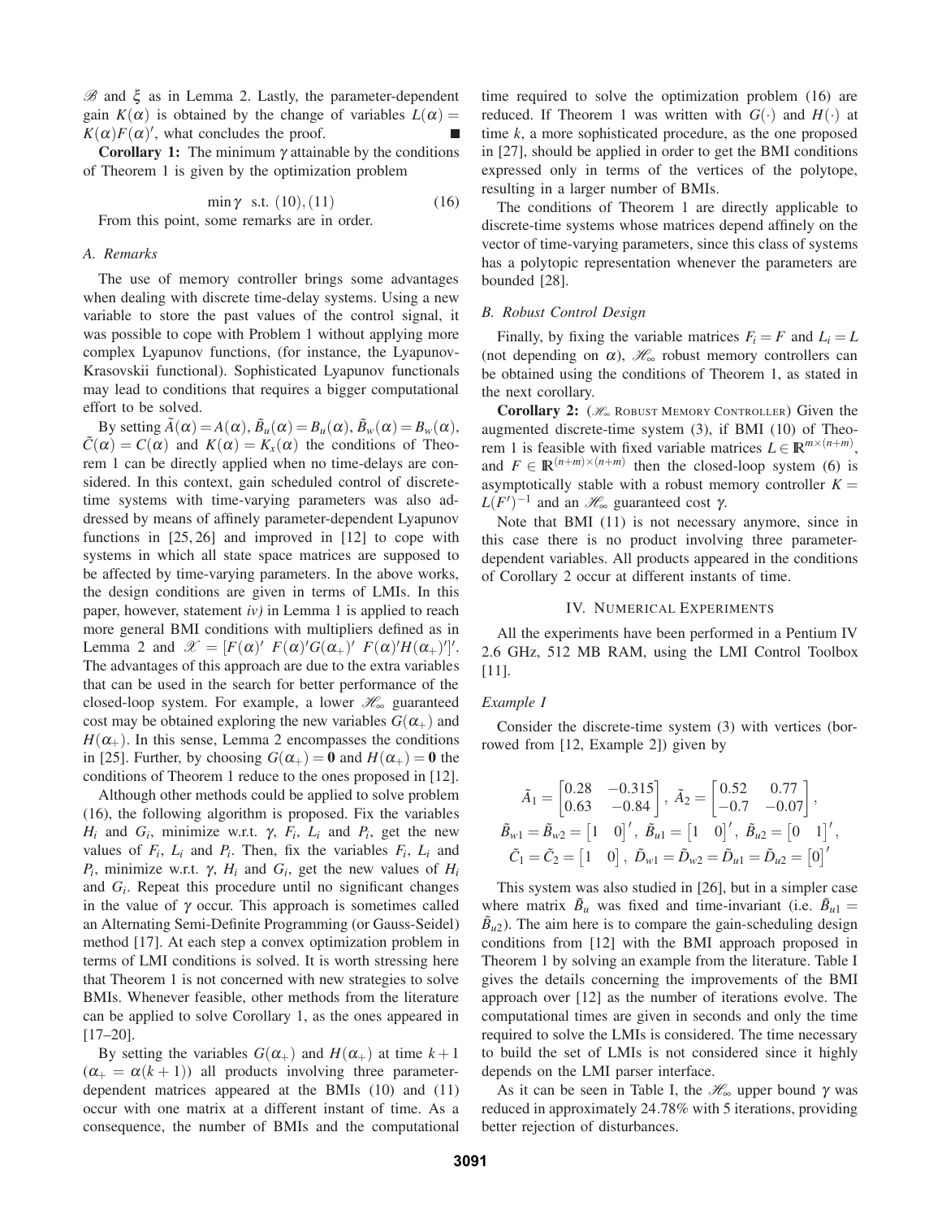$\mathscr{B}$ and $\xi$ as in Lemma 2. Lastly, the parameter-dependent gain $K(\alpha)$ is obtained by the change of variables $L(\alpha) = K(\alpha)F(\alpha)'$, what concludes the proof. ■

**Corollary 1:** The minimum $\gamma$ attainable by the conditions of Theorem 1 is given by the optimization problem

$$\min \gamma \ \text{ s.t. } (10),(11) \tag{16}$$

From this point, some remarks are in order.

### A. Remarks

The use of memory controller brings some advantages when dealing with discrete time-delay systems. Using a new variable to store the past values of the control signal, it was possible to cope with Problem 1 without applying more complex Lyapunov functions, (for instance, the Lyapunov-Krasovskii functional). Sophisticated Lyapunov functionals may lead to conditions that requires a bigger computational effort to be solved.

By setting $\tilde{A}(\alpha) = A(\alpha)$, $\tilde{B}_u(\alpha) = B_u(\alpha)$, $\tilde{B}_w(\alpha) = B_w(\alpha)$, $\tilde{C}(\alpha) = C(\alpha)$ and $K(\alpha) = K_x(\alpha)$ the conditions of Theorem 1 can be directly applied when no time-delays are considered. In this context, gain scheduled control of discrete-time systems with time-varying parameters was also addressed by means of affinely parameter-dependent Lyapunov functions in [25, 26] and improved in [12] to cope with systems in which all state space matrices are supposed to be affected by time-varying parameters. In the above works, the design conditions are given in terms of LMIs. In this paper, however, statement *iv)* in Lemma 1 is applied to reach more general BMI conditions with multipliers defined as in Lemma 2 and $\mathscr{X} = [F(\alpha)' \ F(\alpha)'G(\alpha_+)' \ F(\alpha)'H(\alpha_+)']'$. The advantages of this approach are due to the extra variables that can be used in the search for better performance of the closed-loop system. For example, a lower $\mathscr{H}_\infty$ guaranteed cost may be obtained exploring the new variables $G(\alpha_+)$ and $H(\alpha_+)$. In this sense, Lemma 2 encompasses the conditions in [25]. Further, by choosing $G(\alpha_+) = \mathbf{0}$ and $H(\alpha_+) = \mathbf{0}$ the conditions of Theorem 1 reduce to the ones proposed in [12].

Although other methods could be applied to solve problem (16), the following algorithm is proposed. Fix the variables $H_i$ and $G_i$, minimize w.r.t. $\gamma$, $F_i$, $L_i$ and $P_i$, get the new values of $F_i$, $L_i$ and $P_i$. Then, fix the variables $F_i$, $L_i$ and $P_i$, minimize w.r.t. $\gamma$, $H_i$ and $G_i$, get the new values of $H_i$ and $G_i$. Repeat this procedure until no significant changes in the value of $\gamma$ occur. This approach is sometimes called an Alternating Semi-Definite Programming (or Gauss-Seidel) method [17]. At each step a convex optimization problem in terms of LMI conditions is solved. It is worth stressing here that Theorem 1 is not concerned with new strategies to solve BMIs. Whenever feasible, other methods from the literature can be applied to solve Corollary 1, as the ones appeared in [17–20].

By setting the variables $G(\alpha_+)$ and $H(\alpha_+)$ at time $k+1$ ($\alpha_+ = \alpha(k+1)$) all products involving three parameter-dependent matrices appeared at the BMIs (10) and (11) occur with one matrix at a different instant of time. As a consequence, the number of BMIs and the computational time required to solve the optimization problem (16) are reduced. If Theorem 1 was written with $G(\cdot)$ and $H(\cdot)$ at time $k$, a more sophisticated procedure, as the one proposed in [27], should be applied in order to get the BMI conditions expressed only in terms of the vertices of the polytope, resulting in a larger number of BMIs.

The conditions of Theorem 1 are directly applicable to discrete-time systems whose matrices depend affinely on the vector of time-varying parameters, since this class of systems has a polytopic representation whenever the parameters are bounded [28].

### B. Robust Control Design

Finally, by fixing the variable matrices $F_i = F$ and $L_i = L$ (not depending on $\alpha$), $\mathscr{H}_\infty$ robust memory controllers can be obtained using the conditions of Theorem 1, as stated in the next corollary.

**Corollary 2:** ($\mathscr{H}_\infty$ ROBUST MEMORY CONTROLLER) Given the augmented discrete-time system (3), if BMI (10) of Theorem 1 is feasible with fixed variable matrices $L \in \mathbb{R}^{m\times(n+m)}$, and $F \in \mathbb{R}^{(n+m)\times(n+m)}$ then the closed-loop system (6) is asymptotically stable with a robust memory controller $K = L(F')^{-1}$ and an $\mathscr{H}_\infty$ guaranteed cost $\gamma$.

Note that BMI (11) is not necessary anymore, since in this case there is no product involving three parameter-dependent variables. All products appeared in the conditions of Corollary 2 occur at different instants of time.

## IV. Numerical Experiments

All the experiments have been performed in a Pentium IV 2.6 GHz, 512 MB RAM, using the LMI Control Toolbox [11].

### Example I

Consider the discrete-time system (3) with vertices (borrowed from [12, Example 2]) given by

$$\tilde{A}_1 = \begin{bmatrix} 0.28 & -0.315 \\ 0.63 & -0.84 \end{bmatrix},\ \tilde{A}_2 = \begin{bmatrix} 0.52 & 0.77 \\ -0.7 & -0.07 \end{bmatrix},$$

$$\tilde{B}_{w1} = \tilde{B}_{w2} = \begin{bmatrix} 1 & 0 \end{bmatrix}',\ \tilde{B}_{u1} = \begin{bmatrix} 1 & 0 \end{bmatrix}',\ \tilde{B}_{u2} = \begin{bmatrix} 0 & 1 \end{bmatrix}',$$

$$\tilde{C}_1 = \tilde{C}_2 = \begin{bmatrix} 1 & 0 \end{bmatrix},\ \tilde{D}_{w1} = \tilde{D}_{w2} = \tilde{D}_{u1} = \tilde{D}_{u2} = \begin{bmatrix} 0 \end{bmatrix}'$$

This system was also studied in [26], but in a simpler case where matrix $\tilde{B}_u$ was fixed and time-invariant (i.e. $\tilde{B}_{u1} = \tilde{B}_{u2}$). The aim here is to compare the gain-scheduling design conditions from [12] with the BMI approach proposed in Theorem 1 by solving an example from the literature. Table I gives the details concerning the improvements of the BMI approach over [12] as the number of iterations evolve. The computational times are given in seconds and only the time required to solve the LMIs is considered. The time necessary to build the set of LMIs is not considered since it highly depends on the LMI parser interface.

As it can be seen in Table I, the $\mathscr{H}_\infty$ upper bound $\gamma$ was reduced in approximately 24.78% with 5 iterations, providing better rejection of disturbances.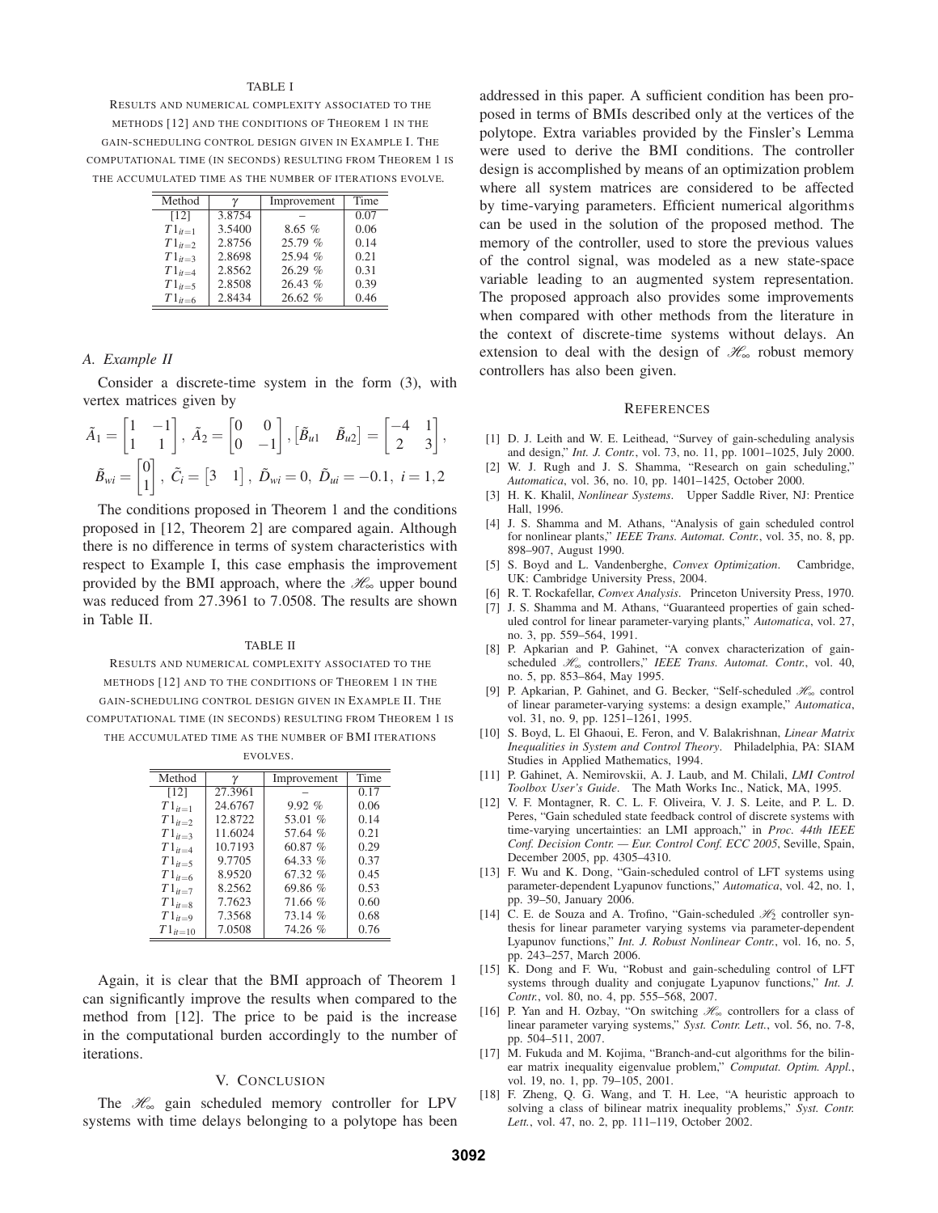TABLE I

RESULTS AND NUMERICAL COMPLEXITY ASSOCIATED TO THE METHODS [12] AND THE CONDITIONS OF THEOREM 1 IN THE GAIN-SCHEDULING CONTROL DESIGN GIVEN IN EXAMPLE I. THE COMPUTATIONAL TIME (IN SECONDS) RESULTING FROM THEOREM 1 IS THE ACCUMULATED TIME AS THE NUMBER OF ITERATIONS EVOLVE.

| Method | $\gamma$ | Improvement | Time |
|---|---|---|---|
| [12] | 3.8754 | – | 0.07 |
| $T1_{it=1}$ | 3.5400 | 8.65 % | 0.06 |
| $T1_{it=2}$ | 2.8756 | 25.79 % | 0.14 |
| $T1_{it=3}$ | 2.8698 | 25.94 % | 0.21 |
| $T1_{it=4}$ | 2.8562 | 26.29 % | 0.31 |
| $T1_{it=5}$ | 2.8508 | 26.43 % | 0.39 |
| $T1_{it=6}$ | 2.8434 | 26.62 % | 0.46 |

### A. Example II

Consider a discrete-time system in the form (3), with vertex matrices given by

$$\tilde{A}_1 = \begin{bmatrix} 1 & -1 \\ 1 & 1 \end{bmatrix}, \ \tilde{A}_2 = \begin{bmatrix} 0 & 0 \\ 0 & -1 \end{bmatrix}, \begin{bmatrix} \tilde{B}_{u1} & \tilde{B}_{u2} \end{bmatrix} = \begin{bmatrix} -4 & 1 \\ 2 & 3 \end{bmatrix},$$

$$\tilde{B}_{wi} = \begin{bmatrix} 0 \\ 1 \end{bmatrix}, \ \tilde{C}_i = \begin{bmatrix} 3 & 1 \end{bmatrix}, \ \tilde{D}_{wi} = 0, \ \tilde{D}_{ui} = -0.1, \ i = 1,2$$

The conditions proposed in Theorem 1 and the conditions proposed in [12, Theorem 2] are compared again. Although there is no difference in terms of system characteristics with respect to Example I, this case emphasis the improvement provided by the BMI approach, where the $\mathscr{H}_\infty$ upper bound was reduced from 27.3961 to 7.0508. The results are shown in Table II.

TABLE II

RESULTS AND NUMERICAL COMPLEXITY ASSOCIATED TO THE METHODS [12] AND TO THE CONDITIONS OF THEOREM 1 IN THE GAIN-SCHEDULING CONTROL DESIGN GIVEN IN EXAMPLE II. THE COMPUTATIONAL TIME (IN SECONDS) RESULTING FROM THEOREM 1 IS THE ACCUMULATED TIME AS THE NUMBER OF BMI ITERATIONS EVOLVES.

| Method | $\gamma$ | Improvement | Time |
|---|---|---|---|
| [12] | 27.3961 | – | 0.17 |
| $T1_{it=1}$ | 24.6767 | 9.92 % | 0.06 |
| $T1_{it=2}$ | 12.8722 | 53.01 % | 0.14 |
| $T1_{it=3}$ | 11.6024 | 57.64 % | 0.21 |
| $T1_{it=4}$ | 10.7193 | 60.87 % | 0.29 |
| $T1_{it=5}$ | 9.7705 | 64.33 % | 0.37 |
| $T1_{it=6}$ | 8.9520 | 67.32 % | 0.45 |
| $T1_{it=7}$ | 8.2562 | 69.86 % | 0.53 |
| $T1_{it=8}$ | 7.7623 | 71.66 % | 0.60 |
| $T1_{it=9}$ | 7.3568 | 73.14 % | 0.68 |
| $T1_{it=10}$ | 7.0508 | 74.26 % | 0.76 |

Again, it is clear that the BMI approach of Theorem 1 can significantly improve the results when compared to the method from [12]. The price to be paid is the increase in the computational burden accordingly to the number of iterations.

## V. CONCLUSION

The $\mathscr{H}_\infty$ gain scheduled memory controller for LPV systems with time delays belonging to a polytope has been addressed in this paper. A sufficient condition has been proposed in terms of BMIs described only at the vertices of the polytope. Extra variables provided by the Finsler's Lemma were used to derive the BMI conditions. The controller design is accomplished by means of an optimization problem where all system matrices are considered to be affected by time-varying parameters. Efficient numerical algorithms can be used in the solution of the proposed method. The memory of the controller, used to store the previous values of the control signal, was modeled as a new state-space variable leading to an augmented system representation. The proposed approach also provides some improvements when compared with other methods from the literature in the context of discrete-time systems without delays. An extension to deal with the design of $\mathscr{H}_\infty$ robust memory controllers has also been given.

## REFERENCES

[1] D. J. Leith and W. E. Leithead, "Survey of gain-scheduling analysis and design," *Int. J. Contr.*, vol. 73, no. 11, pp. 1001–1025, July 2000.

[2] W. J. Rugh and J. S. Shamma, "Research on gain scheduling," *Automatica*, vol. 36, no. 10, pp. 1401–1425, October 2000.

[3] H. K. Khalil, *Nonlinear Systems*. Upper Saddle River, NJ: Prentice Hall, 1996.

[4] J. S. Shamma and M. Athans, "Analysis of gain scheduled control for nonlinear plants," *IEEE Trans. Automat. Contr.*, vol. 35, no. 8, pp. 898–907, August 1990.

[5] S. Boyd and L. Vandenberghe, *Convex Optimization*. Cambridge, UK: Cambridge University Press, 2004.

[6] R. T. Rockafellar, *Convex Analysis*. Princeton University Press, 1970.

[7] J. S. Shamma and M. Athans, "Guaranteed properties of gain scheduled control for linear parameter-varying plants," *Automatica*, vol. 27, no. 3, pp. 559–564, 1991.

[8] P. Apkarian and P. Gahinet, "A convex characterization of gain-scheduled $\mathscr{H}_\infty$ controllers," *IEEE Trans. Automat. Contr.*, vol. 40, no. 5, pp. 853–864, May 1995.

[9] P. Apkarian, P. Gahinet, and G. Becker, "Self-scheduled $\mathscr{H}_\infty$ control of linear parameter-varying systems: a design example," *Automatica*, vol. 31, no. 9, pp. 1251–1261, 1995.

[10] S. Boyd, L. El Ghaoui, E. Feron, and V. Balakrishnan, *Linear Matrix Inequalities in System and Control Theory*. Philadelphia, PA: SIAM Studies in Applied Mathematics, 1994.

[11] P. Gahinet, A. Nemirovskii, A. J. Laub, and M. Chilali, *LMI Control Toolbox User's Guide*. The Math Works Inc., Natick, MA, 1995.

[12] V. F. Montagner, R. C. L. F. Oliveira, V. J. S. Leite, and P. L. D. Peres, "Gain scheduled state feedback control of discrete systems with time-varying uncertainties: an LMI approach," in *Proc. 44th IEEE Conf. Decision Contr. — Eur. Control Conf. ECC 2005*, Seville, Spain, December 2005, pp. 4305–4310.

[13] F. Wu and K. Dong, "Gain-scheduled control of LFT systems using parameter-dependent Lyapunov functions," *Automatica*, vol. 42, no. 1, pp. 39–50, January 2006.

[14] C. E. de Souza and A. Trofino, "Gain-scheduled $\mathscr{H}_2$ controller synthesis for linear parameter varying systems via parameter-dependent Lyapunov functions," *Int. J. Robust Nonlinear Contr.*, vol. 16, no. 5, pp. 243–257, March 2006.

[15] K. Dong and F. Wu, "Robust and gain-scheduling control of LFT systems through duality and conjugate Lyapunov functions," *Int. J. Contr.*, vol. 80, no. 4, pp. 555–568, 2007.

[16] P. Yan and H. Ozbay, "On switching $\mathscr{H}_\infty$ controllers for a class of linear parameter varying systems," *Syst. Contr. Lett.*, vol. 56, no. 7-8, pp. 504–511, 2007.

[17] M. Fukuda and M. Kojima, "Branch-and-cut algorithms for the bilinear matrix inequality eigenvalue problem," *Computat. Optim. Appl.*, vol. 19, no. 1, pp. 79–105, 2001.

[18] F. Zheng, Q. G. Wang, and T. H. Lee, "A heuristic approach to solving a class of bilinear matrix inequality problems," *Syst. Contr. Lett.*, vol. 47, no. 2, pp. 111–119, October 2002.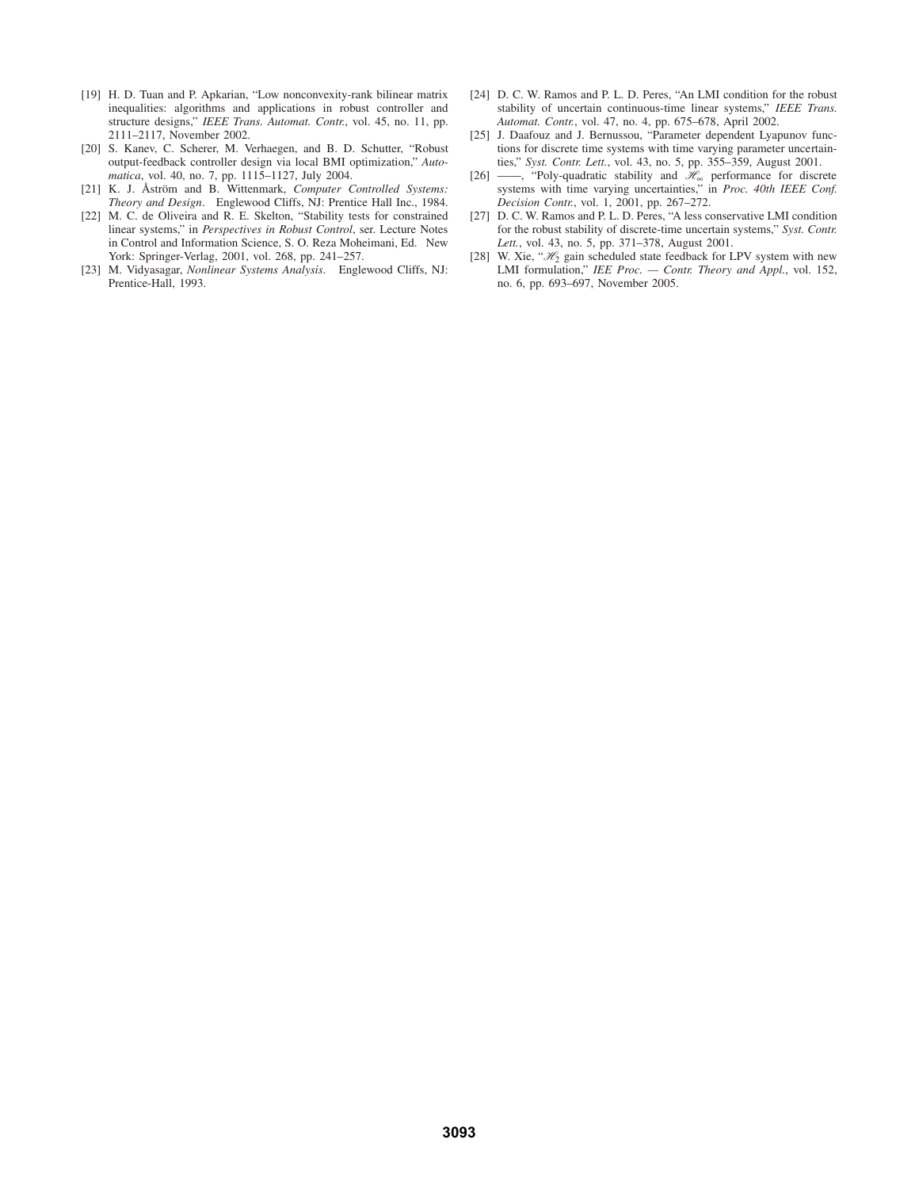[19] H. D. Tuan and P. Apkarian, “Low nonconvexity-rank bilinear matrix inequalities: algorithms and applications in robust controller and structure designs,” *IEEE Trans. Automat. Contr.*, vol. 45, no. 11, pp. 2111–2117, November 2002.

[20] S. Kanev, C. Scherer, M. Verhaegen, and B. D. Schutter, “Robust output-feedback controller design via local BMI optimization,” *Automatica*, vol. 40, no. 7, pp. 1115–1127, July 2004.

[21] K. J. Åström and B. Wittenmark, *Computer Controlled Systems: Theory and Design*. Englewood Cliffs, NJ: Prentice Hall Inc., 1984.

[22] M. C. de Oliveira and R. E. Skelton, “Stability tests for constrained linear systems,” in *Perspectives in Robust Control*, ser. Lecture Notes in Control and Information Science, S. O. Reza Moheimani, Ed. New York: Springer-Verlag, 2001, vol. 268, pp. 241–257.

[23] M. Vidyasagar, *Nonlinear Systems Analysis*. Englewood Cliffs, NJ: Prentice-Hall, 1993.

[24] D. C. W. Ramos and P. L. D. Peres, “An LMI condition for the robust stability of uncertain continuous-time linear systems,” *IEEE Trans. Automat. Contr.*, vol. 47, no. 4, pp. 675–678, April 2002.

[25] J. Daafouz and J. Bernussou, “Parameter dependent Lyapunov functions for discrete time systems with time varying parameter uncertainties,” *Syst. Contr. Lett.*, vol. 43, no. 5, pp. 355–359, August 2001.

[26] ——, “Poly-quadratic stability and $\mathscr{H}_\infty$ performance for discrete systems with time varying uncertainties,” in *Proc. 40th IEEE Conf. Decision Contr.*, vol. 1, 2001, pp. 267–272.

[27] D. C. W. Ramos and P. L. D. Peres, “A less conservative LMI condition for the robust stability of discrete-time uncertain systems,” *Syst. Contr. Lett.*, vol. 43, no. 5, pp. 371–378, August 2001.

[28] W. Xie, “$\mathscr{H}_2$ gain scheduled state feedback for LPV system with new LMI formulation,” *IEE Proc. — Contr. Theory and Appl.*, vol. 152, no. 6, pp. 693–697, November 2005.